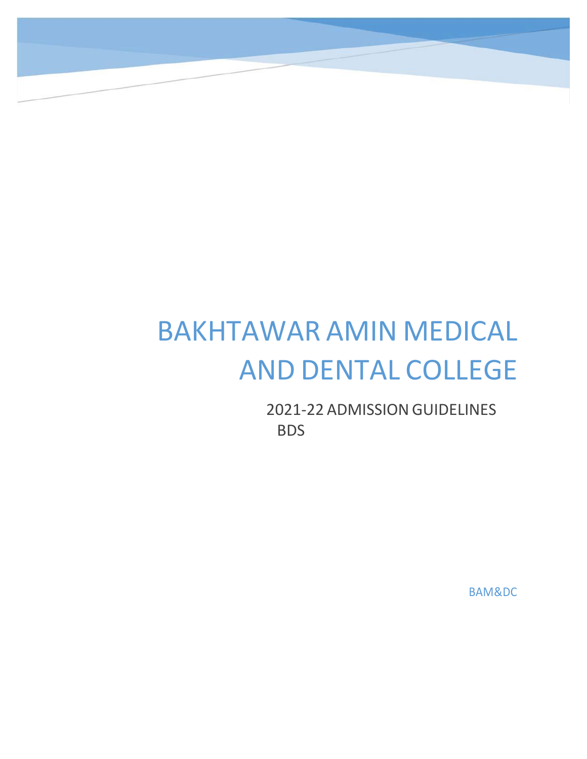# BAKHTAWAR AMIN MEDICAL AND DENTAL COLLEGE

2021-22 ADMISSION GUIDELINES BDS

BAM&DC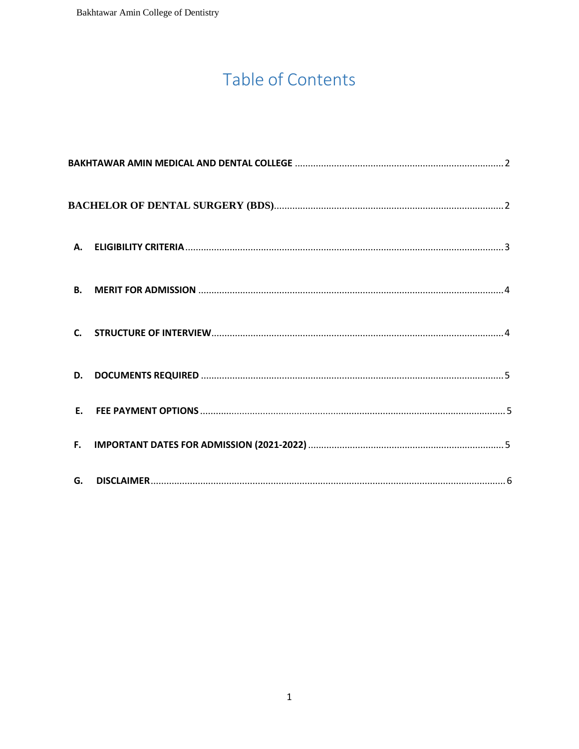# Table of Contents

BAKHTAWAR AMIN MEDICAL AND DENTAL COLLEGE ........ 2

BACHELOR OF DENTAL SURGERY (BDS) ........ 2

A. ELIGIBILITY CRITERIA ........ 3

B. MERIT FOR ADMISSION ........ 4

C. STRUCTURE OF INTERVIEW ........ 4

D. DOCUMENTS REQUIRED ........ 5

E. FEE PAYMENT OPTIONS ........ 5

F. IMPORTANT DATES FOR ADMISSION (2021-2022) ........ 5

G. DISCLAIMER ........ 6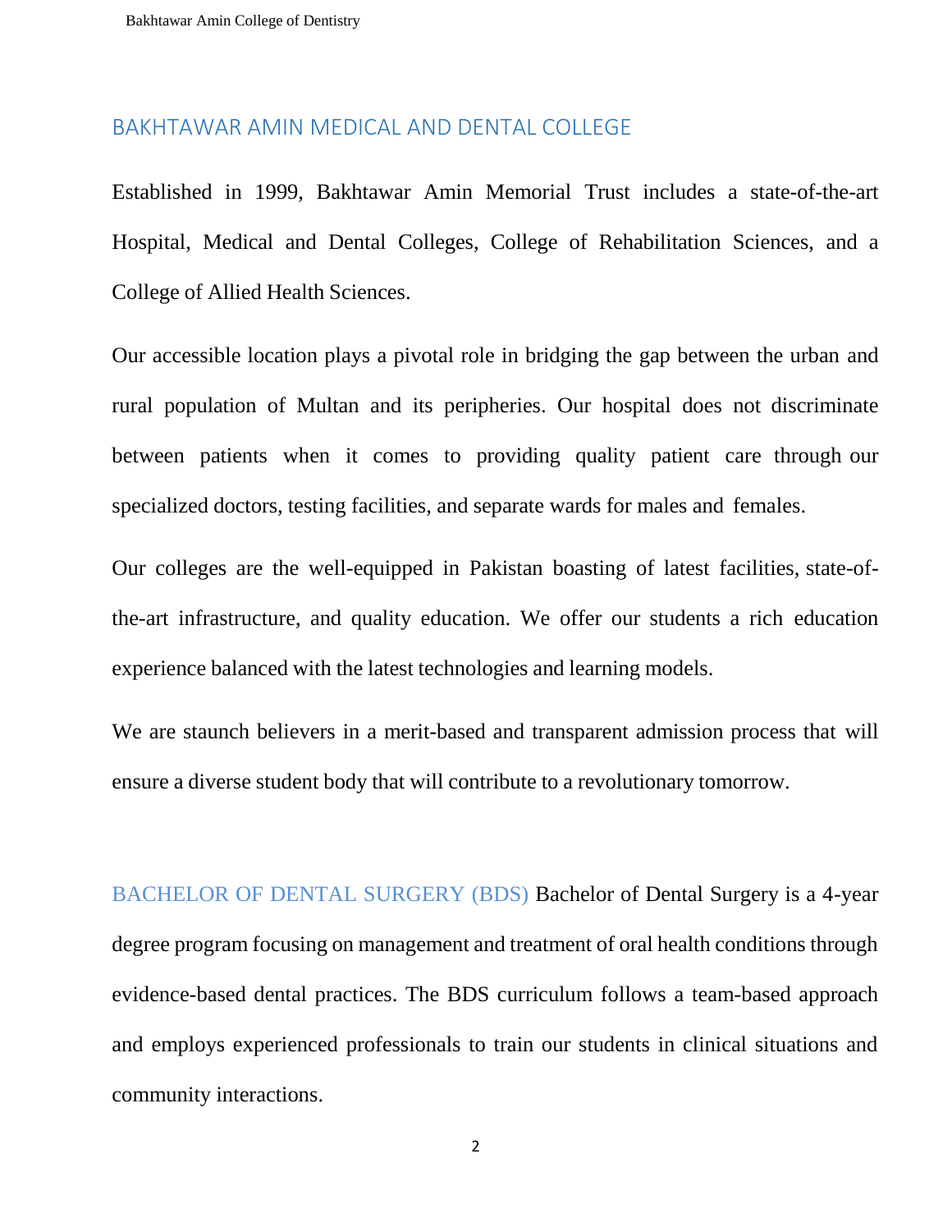## BAKHTAWAR AMIN MEDICAL AND DENTAL COLLEGE

Established in 1999, Bakhtawar Amin Memorial Trust includes a state-of-the-art Hospital, Medical and Dental Colleges, College of Rehabilitation Sciences, and a College of Allied Health Sciences.

Our accessible location plays a pivotal role in bridging the gap between the urban and rural population of Multan and its peripheries. Our hospital does not discriminate between patients when it comes to providing quality patient care through our specialized doctors, testing facilities, and separate wards for males and females.

Our colleges are the well-equipped in Pakistan boasting of latest facilities, state-of-the-art infrastructure, and quality education. We offer our students a rich education experience balanced with the latest technologies and learning models.

We are staunch believers in a merit-based and transparent admission process that will ensure a diverse student body that will contribute to a revolutionary tomorrow.

**BACHELOR OF DENTAL SURGERY (BDS)** Bachelor of Dental Surgery is a 4-year degree program focusing on management and treatment of oral health conditions through evidence-based dental practices. The BDS curriculum follows a team-based approach and employs experienced professionals to train our students in clinical situations and community interactions.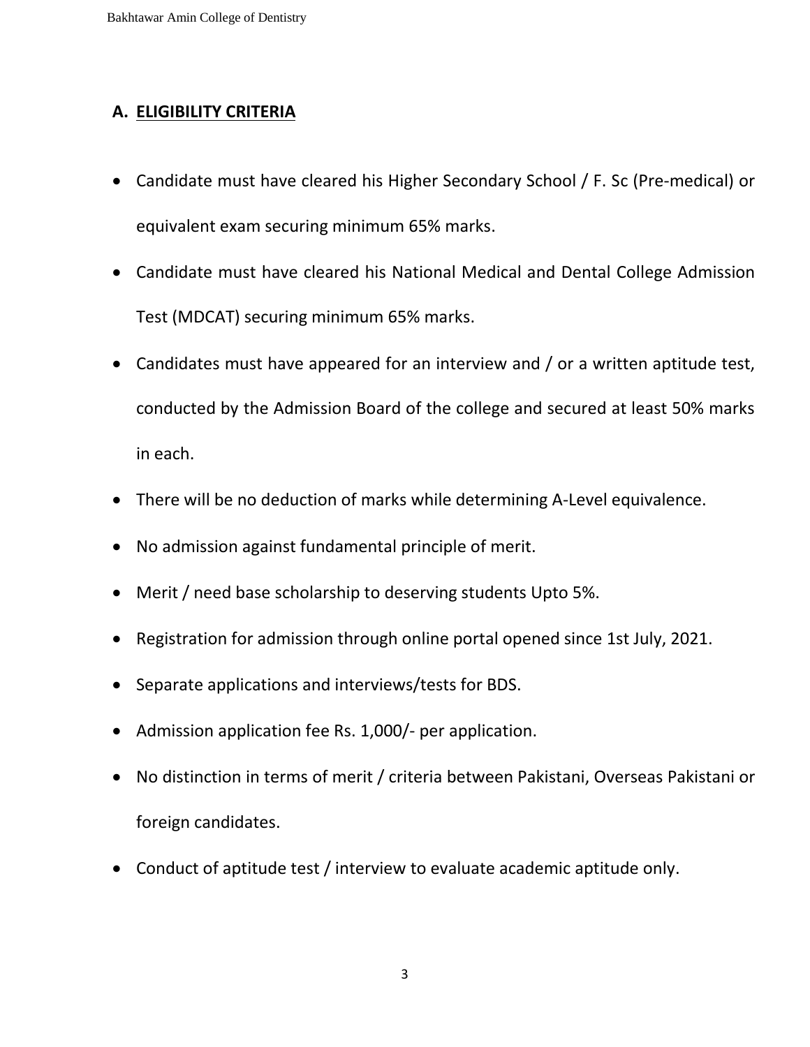## A. ELIGIBILITY CRITERIA

- Candidate must have cleared his Higher Secondary School / F. Sc (Pre-medical) or equivalent exam securing minimum 65% marks.
- Candidate must have cleared his National Medical and Dental College Admission Test (MDCAT) securing minimum 65% marks.
- Candidates must have appeared for an interview and / or a written aptitude test, conducted by the Admission Board of the college and secured at least 50% marks in each.
- There will be no deduction of marks while determining A-Level equivalence.
- No admission against fundamental principle of merit.
- Merit / need base scholarship to deserving students Upto 5%.
- Registration for admission through online portal opened since 1st July, 2021.
- Separate applications and interviews/tests for BDS.
- Admission application fee Rs. 1,000/- per application.
- No distinction in terms of merit / criteria between Pakistani, Overseas Pakistani or foreign candidates.
- Conduct of aptitude test / interview to evaluate academic aptitude only.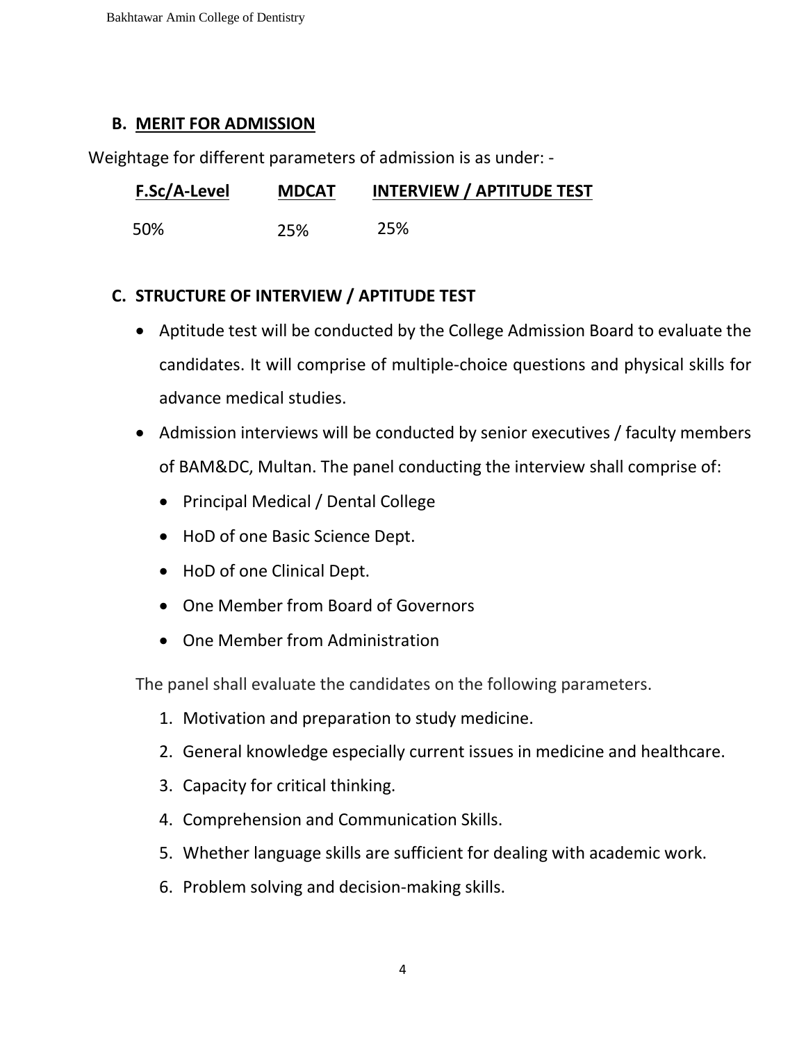## B. MERIT FOR ADMISSION

Weightage for different parameters of admission is as under: -

| F.Sc/A-Level | MDCAT | INTERVIEW / APTITUDE TEST |
|---|---|---|
| 50% | 25% | 25% |

## C. STRUCTURE OF INTERVIEW / APTITUDE TEST

- Aptitude test will be conducted by the College Admission Board to evaluate the candidates. It will comprise of multiple-choice questions and physical skills for advance medical studies.
- Admission interviews will be conducted by senior executives / faculty members of BAM&DC, Multan. The panel conducting the interview shall comprise of:
  - Principal Medical / Dental College
  - HoD of one Basic Science Dept.
  - HoD of one Clinical Dept.
  - One Member from Board of Governors
  - One Member from Administration

The panel shall evaluate the candidates on the following parameters.

1. Motivation and preparation to study medicine.
2. General knowledge especially current issues in medicine and healthcare.
3. Capacity for critical thinking.
4. Comprehension and Communication Skills.
5. Whether language skills are sufficient for dealing with academic work.
6. Problem solving and decision-making skills.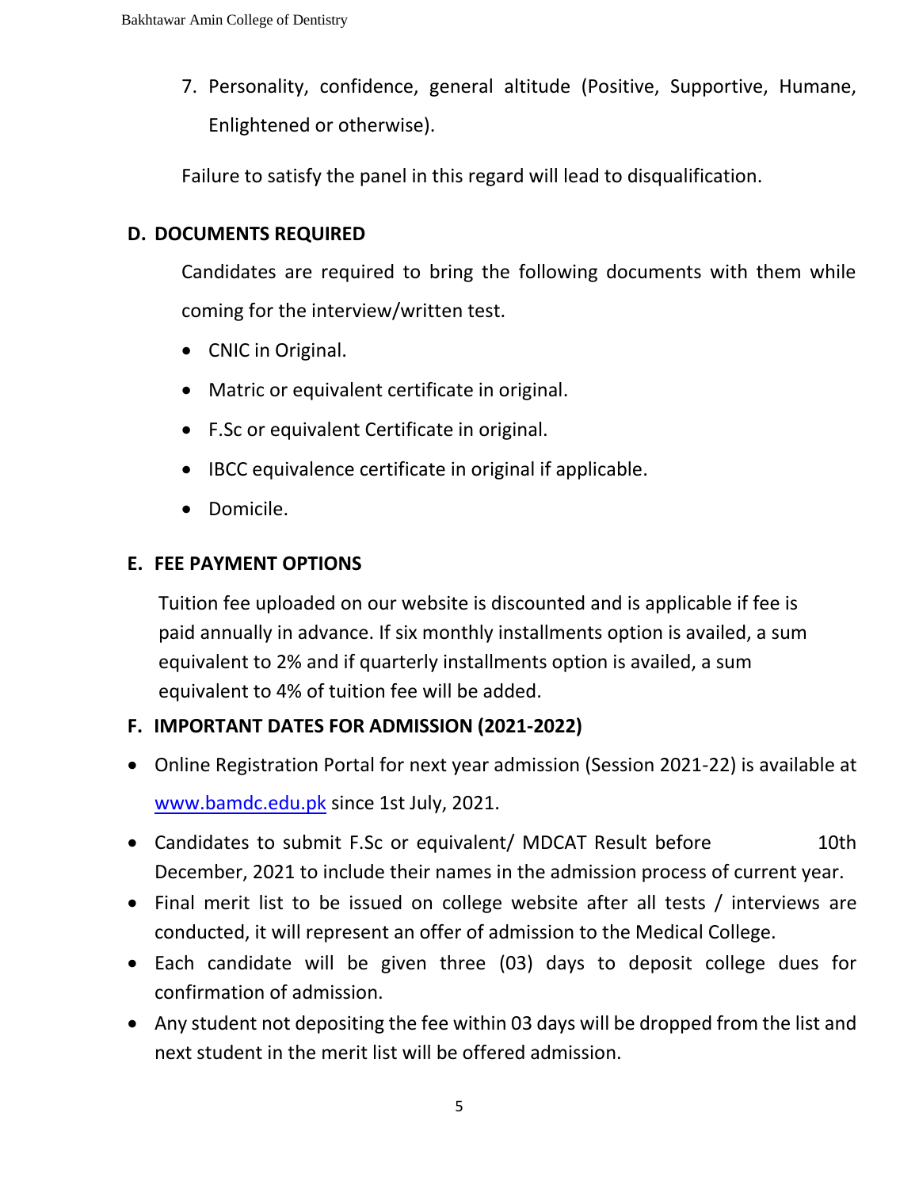7. Personality, confidence, general altitude (Positive, Supportive, Humane, Enlightened or otherwise).

Failure to satisfy the panel in this regard will lead to disqualification.

## D. DOCUMENTS REQUIRED

Candidates are required to bring the following documents with them while coming for the interview/written test.

- CNIC in Original.
- Matric or equivalent certificate in original.
- F.Sc or equivalent Certificate in original.
- IBCC equivalence certificate in original if applicable.
- Domicile.

## E. FEE PAYMENT OPTIONS

Tuition fee uploaded on our website is discounted and is applicable if fee is paid annually in advance. If six monthly installments option is availed, a sum equivalent to 2% and if quarterly installments option is availed, a sum equivalent to 4% of tuition fee will be added.

## F. IMPORTANT DATES FOR ADMISSION (2021-2022)

- Online Registration Portal for next year admission (Session 2021-22) is available at [www.bamdc.edu.pk](http://www.bamdc.edu.pk) since 1st July, 2021.
- Candidates to submit F.Sc or equivalent/ MDCAT Result before 10th December, 2021 to include their names in the admission process of current year.
- Final merit list to be issued on college website after all tests / interviews are conducted, it will represent an offer of admission to the Medical College.
- Each candidate will be given three (03) days to deposit college dues for confirmation of admission.
- Any student not depositing the fee within 03 days will be dropped from the list and next student in the merit list will be offered admission.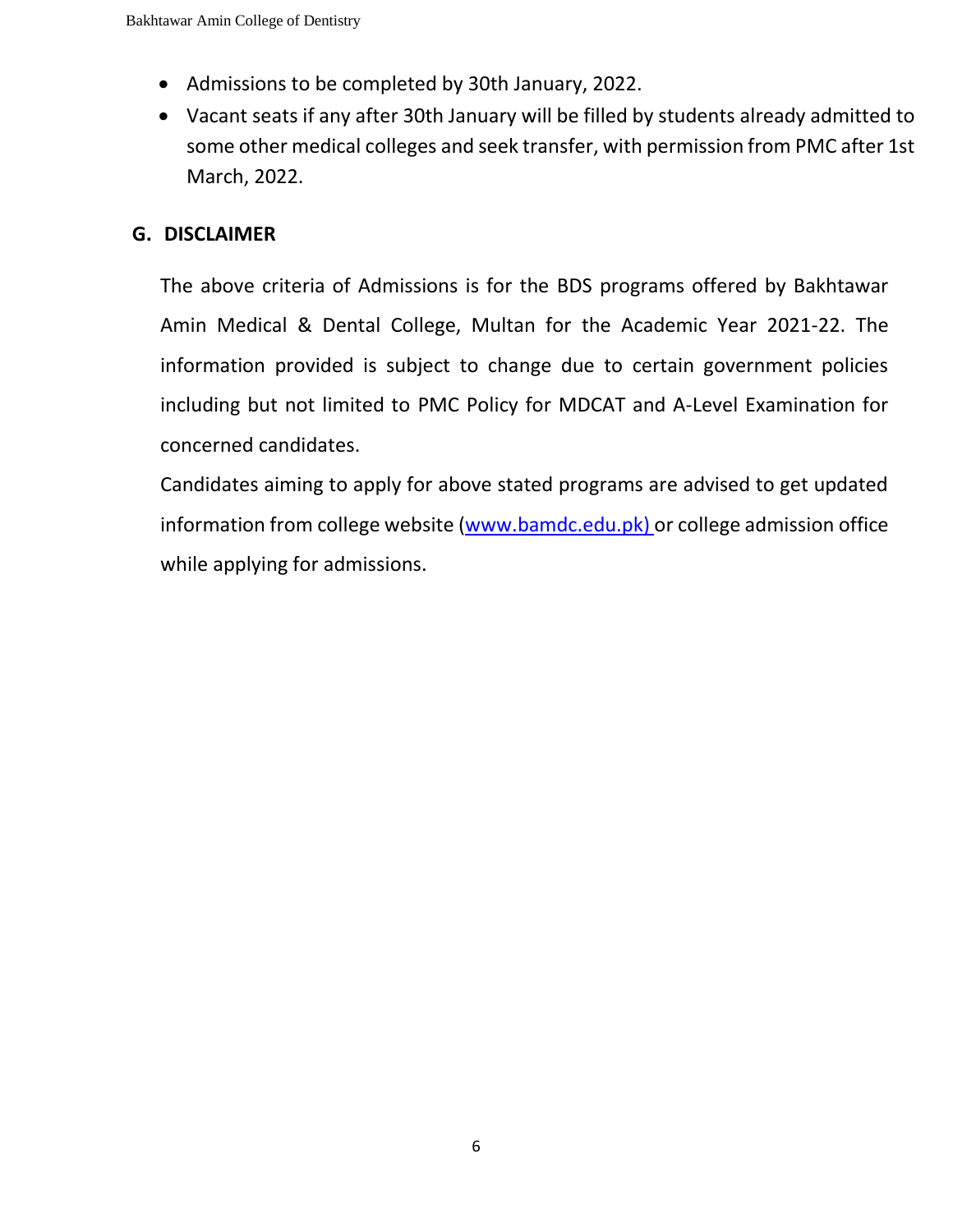- Admissions to be completed by 30th January, 2022.
- Vacant seats if any after 30th January will be filled by students already admitted to some other medical colleges and seek transfer, with permission from PMC after 1st March, 2022.

## G. DISCLAIMER

The above criteria of Admissions is for the BDS programs offered by Bakhtawar Amin Medical & Dental College, Multan for the Academic Year 2021-22. The information provided is subject to change due to certain government policies including but not limited to PMC Policy for MDCAT and A-Level Examination for concerned candidates.

Candidates aiming to apply for above stated programs are advised to get updated information from college website (www.bamdc.edu.pk) or college admission office while applying for admissions.